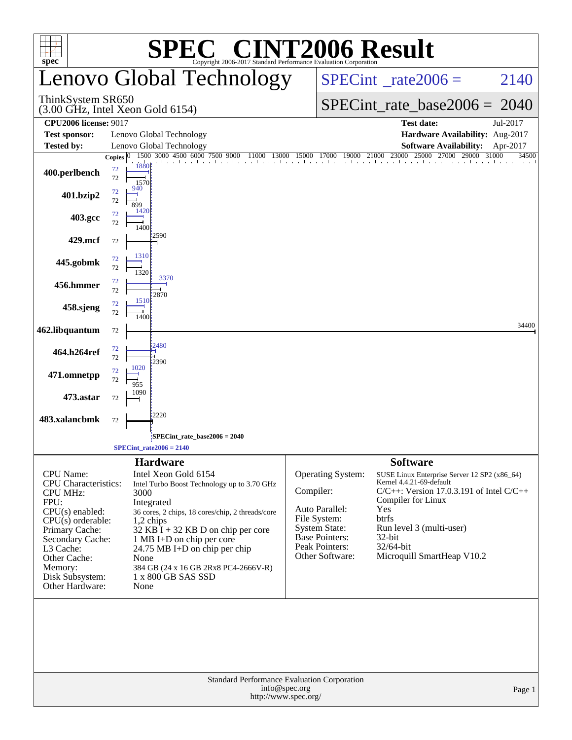# SPEC® CINT2006 Result

Copyright 2006-2017 Standard Performance Evaluation Corporation

## Lenovo Global Technology

ThinkSystem SR650
(3.00 GHz, Intel Xeon Gold 6154)

SPECint_rate2006 = 2140

SPECint_rate_base2006 = 2040

| | | | |
|---|---|---|---|
| **CPU2006 license:** 9017 | | **Test date:** | Jul-2017 |
| **Test sponsor:** | Lenovo Global Technology | **Hardware Availability:** | Aug-2017 |
| **Tested by:** | Lenovo Global Technology | **Software Availability:** | Apr-2017 |

| Benchmark | Copies (peak) | Copies (base) | Peak | Base |
|---|---|---|---|---|
| 400.perlbench | 72 | 72 | 1880 | 1570 |
| 401.bzip2 | 72 | 72 | 940 | 899 |
| 403.gcc | 72 | 72 | 1420 | 1400 |
| 429.mcf | | 72 | | 2590 |
| 445.gobmk | 72 | 72 | 1310 | 1320 |
| 456.hmmer | 72 | 72 | 3370 | 2870 |
| 458.sjeng | 72 | 72 | 1510 | 1400 |
| 462.libquantum | | 72 | | 34400 |
| 464.h264ref | 72 | 72 | 2480 | 2390 |
| 471.omnetpp | 72 | 72 | 1020 | 955 |
| 473.astar | | 72 | | 1090 |
| 483.xalancbmk | | 72 | | 2220 |

SPECint_rate_base2006 = 2040

SPECint_rate2006 = 2140

### Hardware

| | |
|---|---|
| CPU Name: | Intel Xeon Gold 6154 |
| CPU Characteristics: | Intel Turbo Boost Technology up to 3.70 GHz |
| CPU MHz: | 3000 |
| FPU: | Integrated |
| CPU(s) enabled: | 36 cores, 2 chips, 18 cores/chip, 2 threads/core |
| CPU(s) orderable: | 1,2 chips |
| Primary Cache: | 32 KB I + 32 KB D on chip per core |
| Secondary Cache: | 1 MB I+D on chip per core |
| L3 Cache: | 24.75 MB I+D on chip per chip |
| Other Cache: | None |
| Memory: | 384 GB (24 x 16 GB 2Rx8 PC4-2666V-R) |
| Disk Subsystem: | 1 x 800 GB SAS SSD |
| Other Hardware: | None |

### Software

| | |
|---|---|
| Operating System: | SUSE Linux Enterprise Server 12 SP2 (x86_64) Kernel 4.4.21-69-default |
| Compiler: | C/C++: Version 17.0.3.191 of Intel C/C++ Compiler for Linux |
| Auto Parallel: | Yes |
| File System: | btrfs |
| System State: | Run level 3 (multi-user) |
| Base Pointers: | 32-bit |
| Peak Pointers: | 32/64-bit |
| Other Software: | Microquill SmartHeap V10.2 |

Standard Performance Evaluation Corporation
info@spec.org
http://www.spec.org/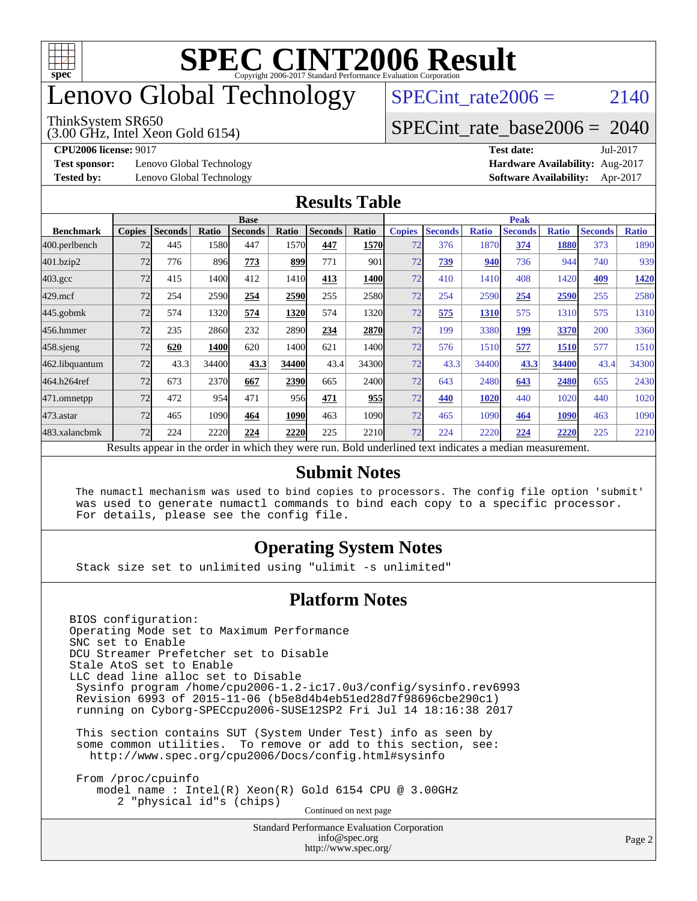# SPEC CINT2006 Result

Copyright 2006-2017 Standard Performance Evaluation Corporation

# Lenovo Global Technology

ThinkSystem SR650
(3.00 GHz, Intel Xeon Gold 6154)

SPECint_rate2006 = 2140

SPECint_rate_base2006 = 2040

**CPU2006 license:** 9017
**Test sponsor:** Lenovo Global Technology
**Tested by:** Lenovo Global Technology

**Test date:** Jul-2017
**Hardware Availability:** Aug-2017
**Software Availability:** Apr-2017

## Results Table

| | Base | | | | | | | Peak | | | | | | |
|---|---|---|---|---|---|---|---|---|---|---|---|---|---|---|
| **Benchmark** | **Copies** | **Seconds** | **Ratio** | **Seconds** | **Ratio** | **Seconds** | **Ratio** | **Copies** | **Seconds** | **Ratio** | **Seconds** | **Ratio** | **Seconds** | **Ratio** |
| 400.perlbench | 72 | 445 | 1580 | 447 | 1570 | **447** | **1570** | 72 | 376 | 1870 | **374** | **1880** | 373 | 1890 |
| 401.bzip2 | 72 | 776 | 896 | **773** | **899** | 771 | 901 | 72 | **739** | **940** | 736 | 944 | 740 | 939 |
| 403.gcc | 72 | 415 | 1400 | 412 | 1410 | **413** | **1400** | 72 | 410 | 1410 | 408 | 1420 | **409** | **1420** |
| 429.mcf | 72 | 254 | 2590 | **254** | **2590** | 255 | 2580 | 72 | 254 | 2590 | **254** | **2590** | 255 | 2580 |
| 445.gobmk | 72 | 574 | 1320 | **574** | **1320** | 574 | 1320 | 72 | **575** | **1310** | 575 | 1310 | 575 | 1310 |
| 456.hmmer | 72 | 235 | 2860 | 232 | 2890 | **234** | **2870** | 72 | 199 | 3380 | **199** | **3370** | 200 | 3360 |
| 458.sjeng | 72 | **620** | **1400** | 620 | 1400 | 621 | 1400 | 72 | 576 | 1510 | **577** | **1510** | 577 | 1510 |
| 462.libquantum | 72 | 43.3 | 34400 | **43.3** | **34400** | 43.4 | 34300 | 72 | 43.3 | 34400 | **43.3** | **34400** | 43.4 | 34300 |
| 464.h264ref | 72 | 673 | 2370 | **667** | **2390** | 665 | 2400 | 72 | 643 | 2480 | **643** | **2480** | 655 | 2430 |
| 471.omnetpp | 72 | 472 | 954 | 471 | 956 | **471** | **955** | 72 | **440** | **1020** | 440 | 1020 | 440 | 1020 |
| 473.astar | 72 | 465 | 1090 | **464** | **1090** | 463 | 1090 | 72 | 465 | 1090 | **464** | **1090** | 463 | 1090 |
| 483.xalancbmk | 72 | 224 | 2220 | **224** | **2220** | 225 | 2210 | 72 | 224 | 2220 | **224** | **2220** | 225 | 2210 |

Results appear in the order in which they were run. Bold underlined text indicates a median measurement.

## Submit Notes

```
The numactl mechanism was used to bind copies to processors. The config file option 'submit'
was used to generate numactl commands to bind each copy to a specific processor.
For details, please see the config file.
```

## Operating System Notes

```
Stack size set to unlimited using "ulimit -s unlimited"
```

## Platform Notes

```
BIOS configuration:
Operating Mode set to Maximum Performance
SNC set to Enable
DCU Streamer Prefetcher set to Disable
Stale AtoS set to Enable
LLC dead line alloc set to Disable
 Sysinfo program /home/cpu2006-1.2-ic17.0u3/config/sysinfo.rev6993
 Revision 6993 of 2015-11-06 (b5e8d4b4eb51ed28d7f98696cbe290c1)
 running on Cyborg-SPECcpu2006-SUSE12SP2 Fri Jul 14 18:16:38 2017

 This section contains SUT (System Under Test) info as seen by
 some common utilities.  To remove or add to this section, see:
   http://www.spec.org/cpu2006/Docs/config.html#sysinfo

 From /proc/cpuinfo
    model name : Intel(R) Xeon(R) Gold 6154 CPU @ 3.00GHz
       2 "physical id"s (chips)
```

Continued on next page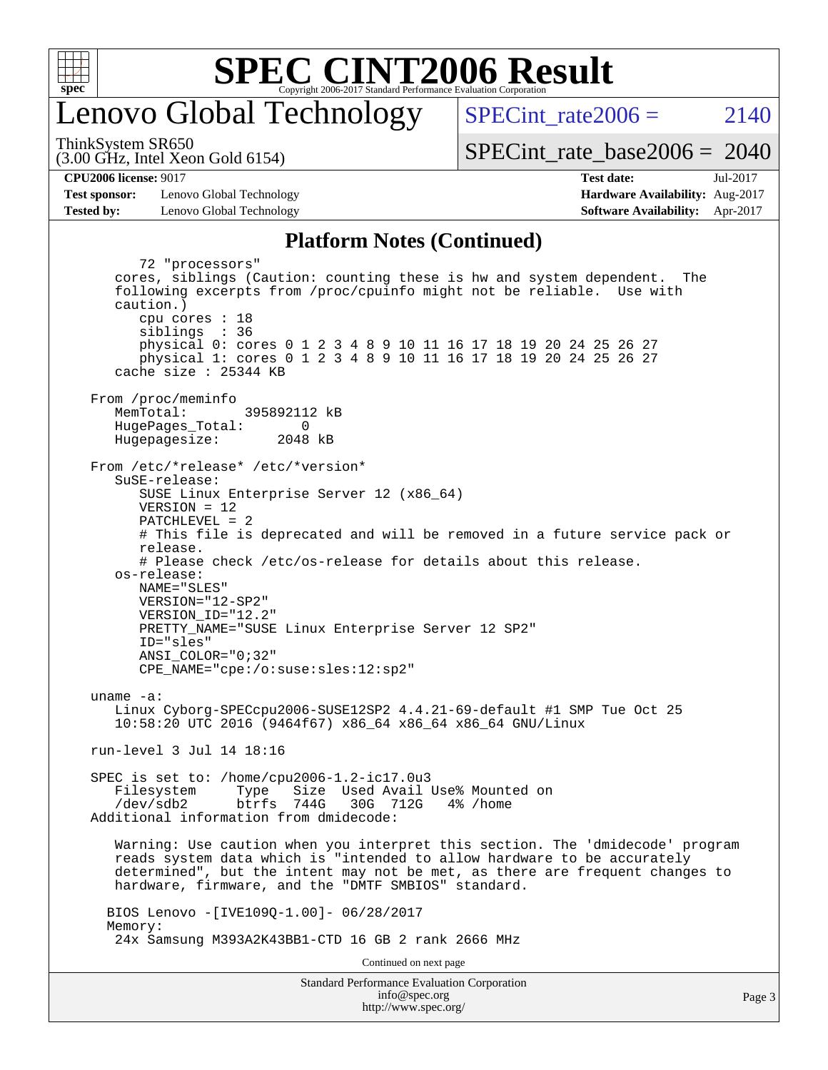# Lenovo Global Technology

ThinkSystem SR650
(3.00 GHz, Intel Xeon Gold 6154)

SPECint_rate2006 = 2140

SPECint_rate_base2006 = 2040

**CPU2006 license:** 9017

**Test sponsor:** Lenovo Global Technology

**Tested by:** Lenovo Global Technology

**Test date:** Jul-2017

**Hardware Availability:** Aug-2017

**Software Availability:** Apr-2017

## Platform Notes (Continued)

```
        72 "processors"
     cores, siblings (Caution: counting these is hw and system dependent.  The
     following excerpts from /proc/cpuinfo might not be reliable.  Use with
     caution.)
        cpu cores : 18
        siblings  : 36
        physical 0: cores 0 1 2 3 4 8 9 10 11 16 17 18 19 20 24 25 26 27
        physical 1: cores 0 1 2 3 4 8 9 10 11 16 17 18 19 20 24 25 26 27
     cache size : 25344 KB

  From /proc/meminfo
     MemTotal:       395892112 kB
     HugePages_Total:       0
     Hugepagesize:       2048 kB

  From /etc/*release* /etc/*version*
     SuSE-release:
        SUSE Linux Enterprise Server 12 (x86_64)
        VERSION = 12
        PATCHLEVEL = 2
        # This file is deprecated and will be removed in a future service pack or
        release.
        # Please check /etc/os-release for details about this release.
     os-release:
        NAME="SLES"
        VERSION="12-SP2"
        VERSION_ID="12.2"
        PRETTY_NAME="SUSE Linux Enterprise Server 12 SP2"
        ID="sles"
        ANSI_COLOR="0;32"
        CPE_NAME="cpe:/o:suse:sles:12:sp2"

  uname -a:
     Linux Cyborg-SPECcpu2006-SUSE12SP2 4.4.21-69-default #1 SMP Tue Oct 25
     10:58:20 UTC 2016 (9464f67) x86_64 x86_64 x86_64 GNU/Linux

  run-level 3 Jul 14 18:16

  SPEC is set to: /home/cpu2006-1.2-ic17.0u3
     Filesystem     Type   Size  Used Avail Use% Mounted on
     /dev/sdb2      btrfs  744G   30G  712G   4% /home
  Additional information from dmidecode:

     Warning: Use caution when you interpret this section. The 'dmidecode' program
     reads system data which is "intended to allow hardware to be accurately
     determined", but the intent may not be met, as there are frequent changes to
     hardware, firmware, and the "DMTF SMBIOS" standard.

    BIOS Lenovo -[IVE109Q-1.00]- 06/28/2017
    Memory:
     24x Samsung M393A2K43BB1-CTD 16 GB 2 rank 2666 MHz
```

Continued on next page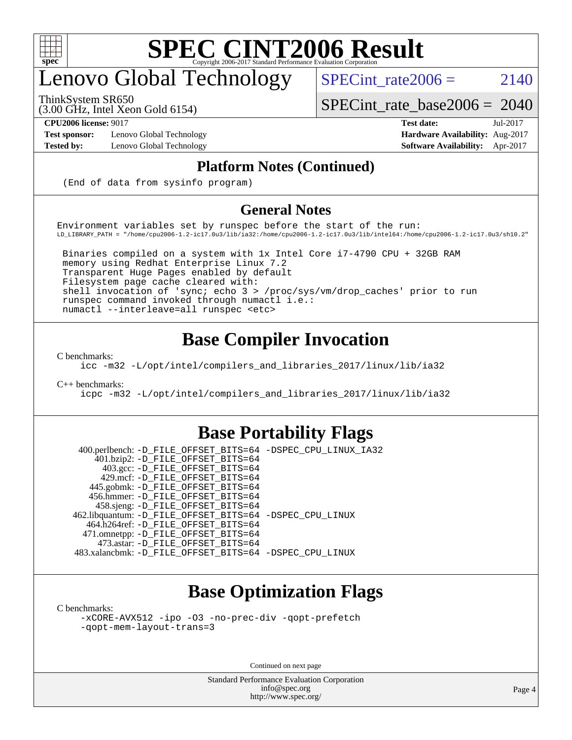## Platform Notes (Continued)

```
(End of data from sysinfo program)
```

## General Notes

```
Environment variables set by runspec before the start of the run:
LD_LIBRARY_PATH = "/home/cpu2006-1.2-ic17.0u3/lib/ia32:/home/cpu2006-1.2-ic17.0u3/lib/intel64:/home/cpu2006-1.2-ic17.0u3/sh10.2"

 Binaries compiled on a system with 1x Intel Core i7-4790 CPU + 32GB RAM
 memory using Redhat Enterprise Linux 7.2
 Transparent Huge Pages enabled by default
 Filesystem page cache cleared with:
 shell invocation of 'sync; echo 3 > /proc/sys/vm/drop_caches' prior to run
 runspec command invoked through numactl i.e.:
 numactl --interleave=all runspec <etc>
```

# Base Compiler Invocation

C benchmarks:

```
icc -m32 -L/opt/intel/compilers_and_libraries_2017/linux/lib/ia32
```

C++ benchmarks:

```
icpc -m32 -L/opt/intel/compilers_and_libraries_2017/linux/lib/ia32
```

# Base Portability Flags

| Benchmark | Flags |
|---|---|
| 400.perlbench: | -D_FILE_OFFSET_BITS=64 -DSPEC_CPU_LINUX_IA32 |
| 401.bzip2: | -D_FILE_OFFSET_BITS=64 |
| 403.gcc: | -D_FILE_OFFSET_BITS=64 |
| 429.mcf: | -D_FILE_OFFSET_BITS=64 |
| 445.gobmk: | -D_FILE_OFFSET_BITS=64 |
| 456.hmmer: | -D_FILE_OFFSET_BITS=64 |
| 458.sjeng: | -D_FILE_OFFSET_BITS=64 |
| 462.libquantum: | -D_FILE_OFFSET_BITS=64 -DSPEC_CPU_LINUX |
| 464.h264ref: | -D_FILE_OFFSET_BITS=64 |
| 471.omnetpp: | -D_FILE_OFFSET_BITS=64 |
| 473.astar: | -D_FILE_OFFSET_BITS=64 |
| 483.xalancbmk: | -D_FILE_OFFSET_BITS=64 -DSPEC_CPU_LINUX |

# Base Optimization Flags

C benchmarks:

```
-xCORE-AVX512 -ipo -O3 -no-prec-div -qopt-prefetch
-qopt-mem-layout-trans=3
```

Continued on next page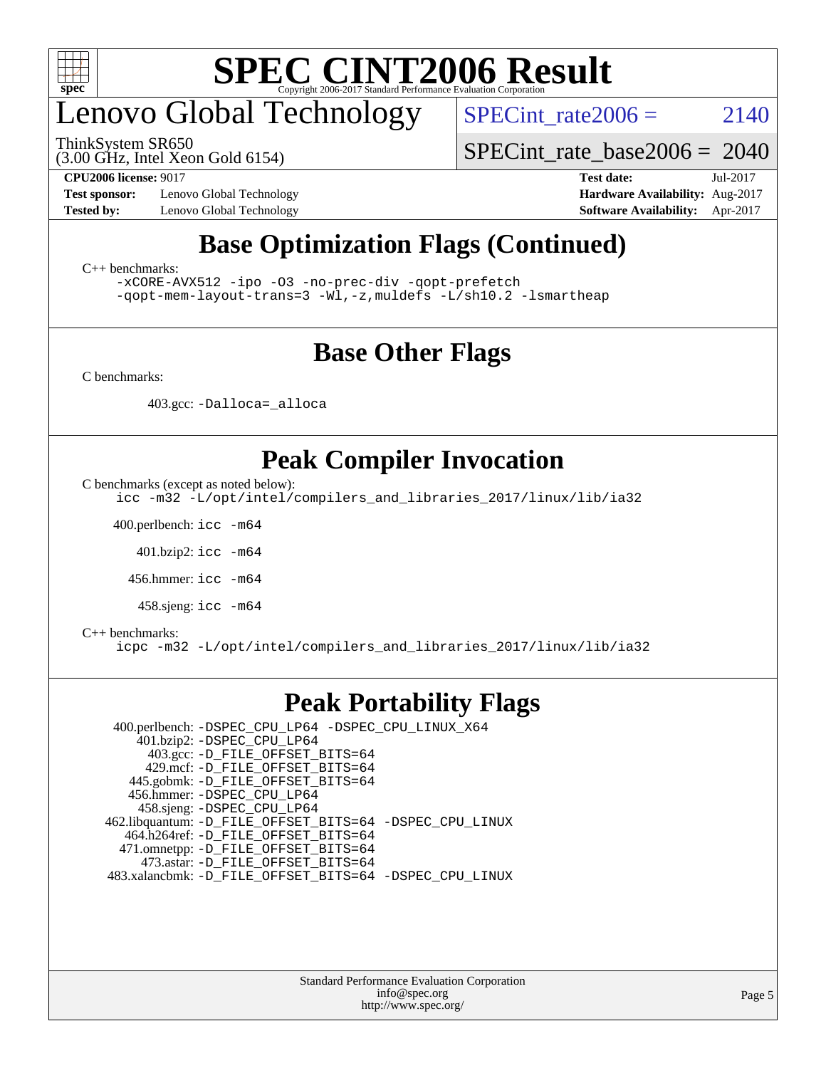# SPEC CINT2006 Result

Copyright 2006-2017 Standard Performance Evaluation Corporation

## Lenovo Global Technology

ThinkSystem SR650
(3.00 GHz, Intel Xeon Gold 6154)

SPECint_rate2006 = 2140

SPECint_rate_base2006 = 2040

**CPU2006 license:** 9017
**Test sponsor:** Lenovo Global Technology
**Tested by:** Lenovo Global Technology

**Test date:** Jul-2017
**Hardware Availability:** Aug-2017
**Software Availability:** Apr-2017

## Base Optimization Flags (Continued)

C++ benchmarks:

```
-xCORE-AVX512 -ipo -O3 -no-prec-div -qopt-prefetch
-qopt-mem-layout-trans=3 -Wl,-z,muldefs -L/sh10.2 -lsmartheap
```

## Base Other Flags

C benchmarks:

403.gcc: `-Dalloca=_alloca`

## Peak Compiler Invocation

C benchmarks (except as noted below):

```
icc -m32 -L/opt/intel/compilers_and_libraries_2017/linux/lib/ia32
```

400.perlbench: `icc -m64`

401.bzip2: `icc -m64`

456.hmmer: `icc -m64`

458.sjeng: `icc -m64`

C++ benchmarks:

```
icpc -m32 -L/opt/intel/compilers_and_libraries_2017/linux/lib/ia32
```

## Peak Portability Flags

400.perlbench: `-DSPEC_CPU_LP64 -DSPEC_CPU_LINUX_X64`
401.bzip2: `-DSPEC_CPU_LP64`
403.gcc: `-D_FILE_OFFSET_BITS=64`
429.mcf: `-D_FILE_OFFSET_BITS=64`
445.gobmk: `-D_FILE_OFFSET_BITS=64`
456.hmmer: `-DSPEC_CPU_LP64`
458.sjeng: `-DSPEC_CPU_LP64`
462.libquantum: `-D_FILE_OFFSET_BITS=64 -DSPEC_CPU_LINUX`
464.h264ref: `-D_FILE_OFFSET_BITS=64`
471.omnetpp: `-D_FILE_OFFSET_BITS=64`
473.astar: `-D_FILE_OFFSET_BITS=64`
483.xalancbmk: `-D_FILE_OFFSET_BITS=64 -DSPEC_CPU_LINUX`

Standard Performance Evaluation Corporation
info@spec.org
http://www.spec.org/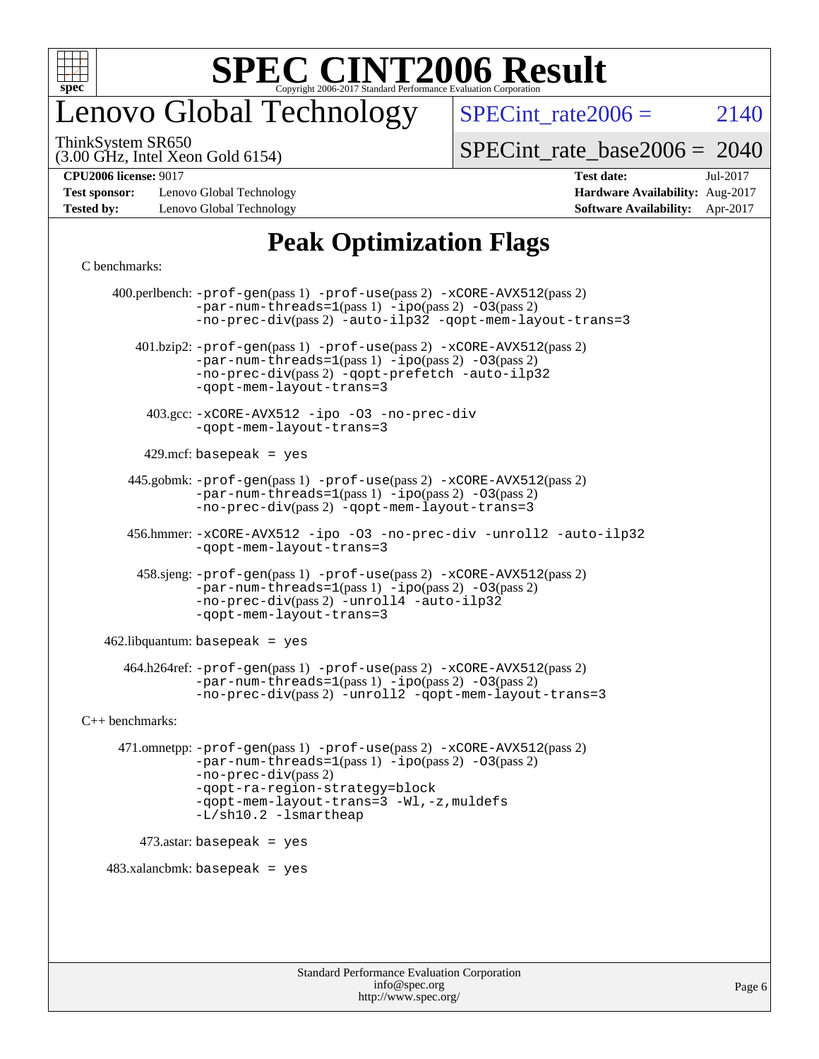# Lenovo Global Technology

ThinkSystem SR650
(3.00 GHz, Intel Xeon Gold 6154)

SPECint_rate2006 = 2140

SPECint_rate_base2006 = 2040

**CPU2006 license:** 9017
**Test sponsor:** Lenovo Global Technology
**Tested by:** Lenovo Global Technology

**Test date:** Jul-2017
**Hardware Availability:** Aug-2017
**Software Availability:** Apr-2017

## Peak Optimization Flags

C benchmarks:

400.perlbench: -prof-gen(pass 1) -prof-use(pass 2) -xCORE-AVX512(pass 2) -par-num-threads=1(pass 1) -ipo(pass 2) -O3(pass 2) -no-prec-div(pass 2) -auto-ilp32 -qopt-mem-layout-trans=3

401.bzip2: -prof-gen(pass 1) -prof-use(pass 2) -xCORE-AVX512(pass 2) -par-num-threads=1(pass 1) -ipo(pass 2) -O3(pass 2) -no-prec-div(pass 2) -qopt-prefetch -auto-ilp32 -qopt-mem-layout-trans=3

403.gcc: -xCORE-AVX512 -ipo -O3 -no-prec-div -qopt-mem-layout-trans=3

429.mcf: basepeak = yes

445.gobmk: -prof-gen(pass 1) -prof-use(pass 2) -xCORE-AVX512(pass 2) -par-num-threads=1(pass 1) -ipo(pass 2) -O3(pass 2) -no-prec-div(pass 2) -qopt-mem-layout-trans=3

456.hmmer: -xCORE-AVX512 -ipo -O3 -no-prec-div -unroll2 -auto-ilp32 -qopt-mem-layout-trans=3

458.sjeng: -prof-gen(pass 1) -prof-use(pass 2) -xCORE-AVX512(pass 2) -par-num-threads=1(pass 1) -ipo(pass 2) -O3(pass 2) -no-prec-div(pass 2) -unroll4 -auto-ilp32 -qopt-mem-layout-trans=3

462.libquantum: basepeak = yes

464.h264ref: -prof-gen(pass 1) -prof-use(pass 2) -xCORE-AVX512(pass 2) -par-num-threads=1(pass 1) -ipo(pass 2) -O3(pass 2) -no-prec-div(pass 2) -unroll2 -qopt-mem-layout-trans=3

C++ benchmarks:

471.omnetpp: -prof-gen(pass 1) -prof-use(pass 2) -xCORE-AVX512(pass 2) -par-num-threads=1(pass 1) -ipo(pass 2) -O3(pass 2) -no-prec-div(pass 2) -qopt-ra-region-strategy=block -qopt-mem-layout-trans=3 -Wl,-z,muldefs -L/sh10.2 -lsmartheap

473.astar: basepeak = yes

483.xalancbmk: basepeak = yes

Standard Performance Evaluation Corporation
info@spec.org
http://www.spec.org/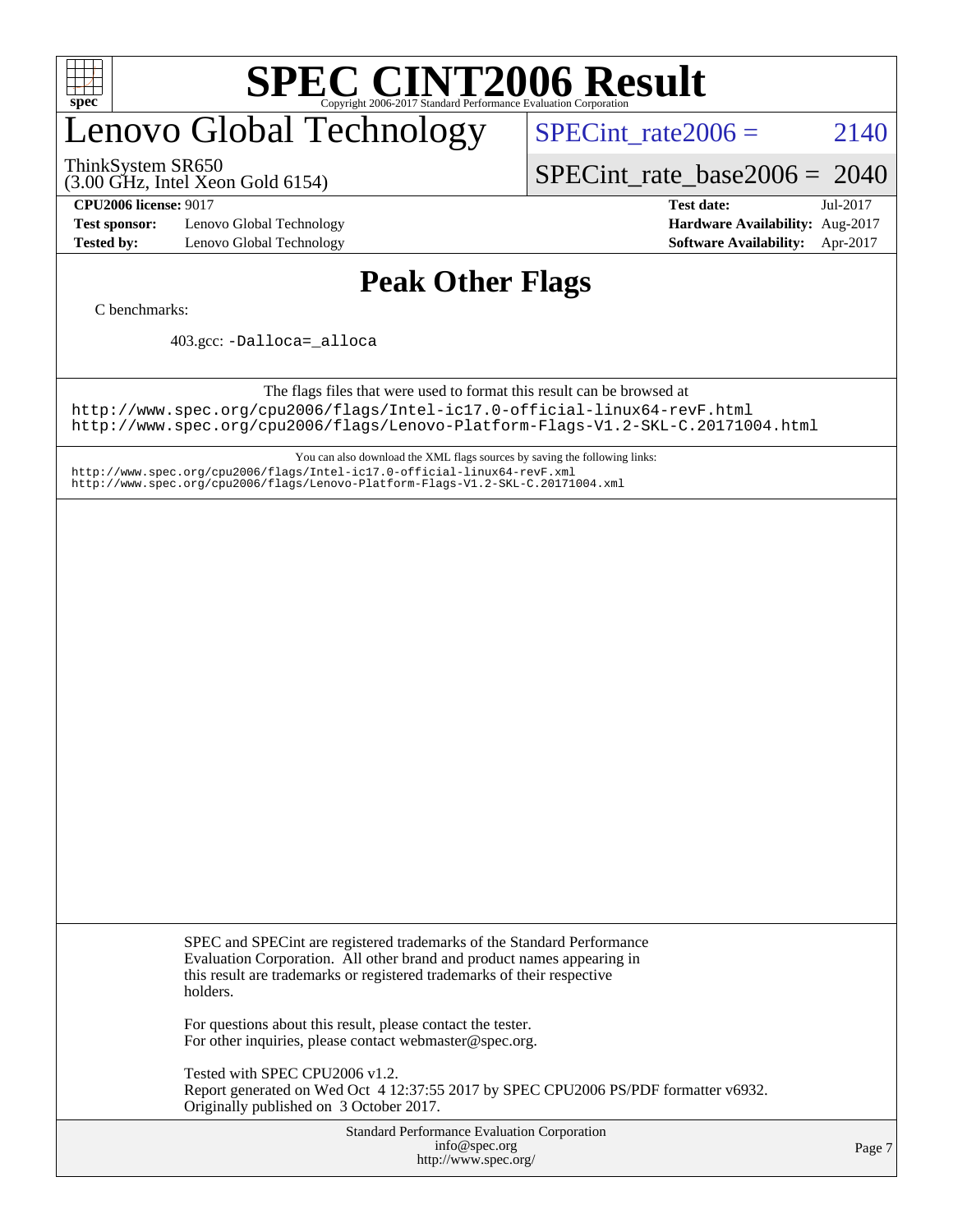## Peak Other Flags

C benchmarks:

403.gcc: -Dalloca=_alloca

The flags files that were used to format this result can be browsed at
http://www.spec.org/cpu2006/flags/Intel-ic17.0-official-linux64-revF.html
http://www.spec.org/cpu2006/flags/Lenovo-Platform-Flags-V1.2-SKL-C.20171004.html

You can also download the XML flags sources by saving the following links:
http://www.spec.org/cpu2006/flags/Intel-ic17.0-official-linux64-revF.xml
http://www.spec.org/cpu2006/flags/Lenovo-Platform-Flags-V1.2-SKL-C.20171004.xml

SPEC and SPECint are registered trademarks of the Standard Performance Evaluation Corporation. All other brand and product names appearing in this result are trademarks or registered trademarks of their respective holders.

For questions about this result, please contact the tester.
For other inquiries, please contact webmaster@spec.org.

Tested with SPEC CPU2006 v1.2.
Report generated on Wed Oct 4 12:37:55 2017 by SPEC CPU2006 PS/PDF formatter v6932.
Originally published on 3 October 2017.